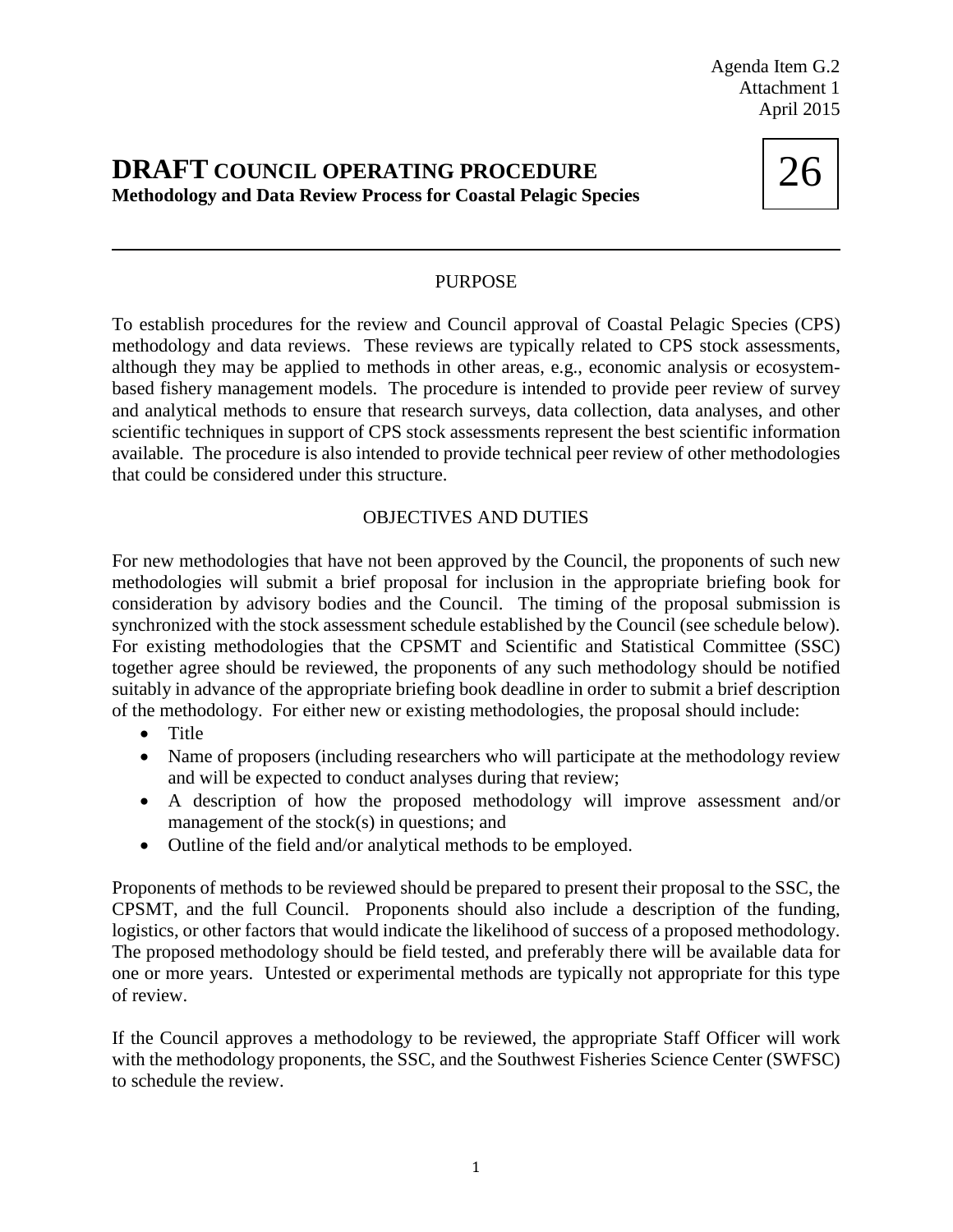Agenda Item G.2
Attachment 1
April 2015

# DRAFT COUNCIL OPERATING PROCEDURE

**Methodology and Data Review Process for Coastal Pelagic Species**

26

---

## PURPOSE

To establish procedures for the review and Council approval of Coastal Pelagic Species (CPS) methodology and data reviews. These reviews are typically related to CPS stock assessments, although they may be applied to methods in other areas, e.g., economic analysis or ecosystem-based fishery management models. The procedure is intended to provide peer review of survey and analytical methods to ensure that research surveys, data collection, data analyses, and other scientific techniques in support of CPS stock assessments represent the best scientific information available. The procedure is also intended to provide technical peer review of other methodologies that could be considered under this structure.

## OBJECTIVES AND DUTIES

For new methodologies that have not been approved by the Council, the proponents of such new methodologies will submit a brief proposal for inclusion in the appropriate briefing book for consideration by advisory bodies and the Council. The timing of the proposal submission is synchronized with the stock assessment schedule established by the Council (see schedule below). For existing methodologies that the CPSMT and Scientific and Statistical Committee (SSC) together agree should be reviewed, the proponents of any such methodology should be notified suitably in advance of the appropriate briefing book deadline in order to submit a brief description of the methodology. For either new or existing methodologies, the proposal should include:

- Title
- Name of proposers (including researchers who will participate at the methodology review and will be expected to conduct analyses during that review;
- A description of how the proposed methodology will improve assessment and/or management of the stock(s) in questions; and
- Outline of the field and/or analytical methods to be employed.

Proponents of methods to be reviewed should be prepared to present their proposal to the SSC, the CPSMT, and the full Council. Proponents should also include a description of the funding, logistics, or other factors that would indicate the likelihood of success of a proposed methodology. The proposed methodology should be field tested, and preferably there will be available data for one or more years. Untested or experimental methods are typically not appropriate for this type of review.

If the Council approves a methodology to be reviewed, the appropriate Staff Officer will work with the methodology proponents, the SSC, and the Southwest Fisheries Science Center (SWFSC) to schedule the review.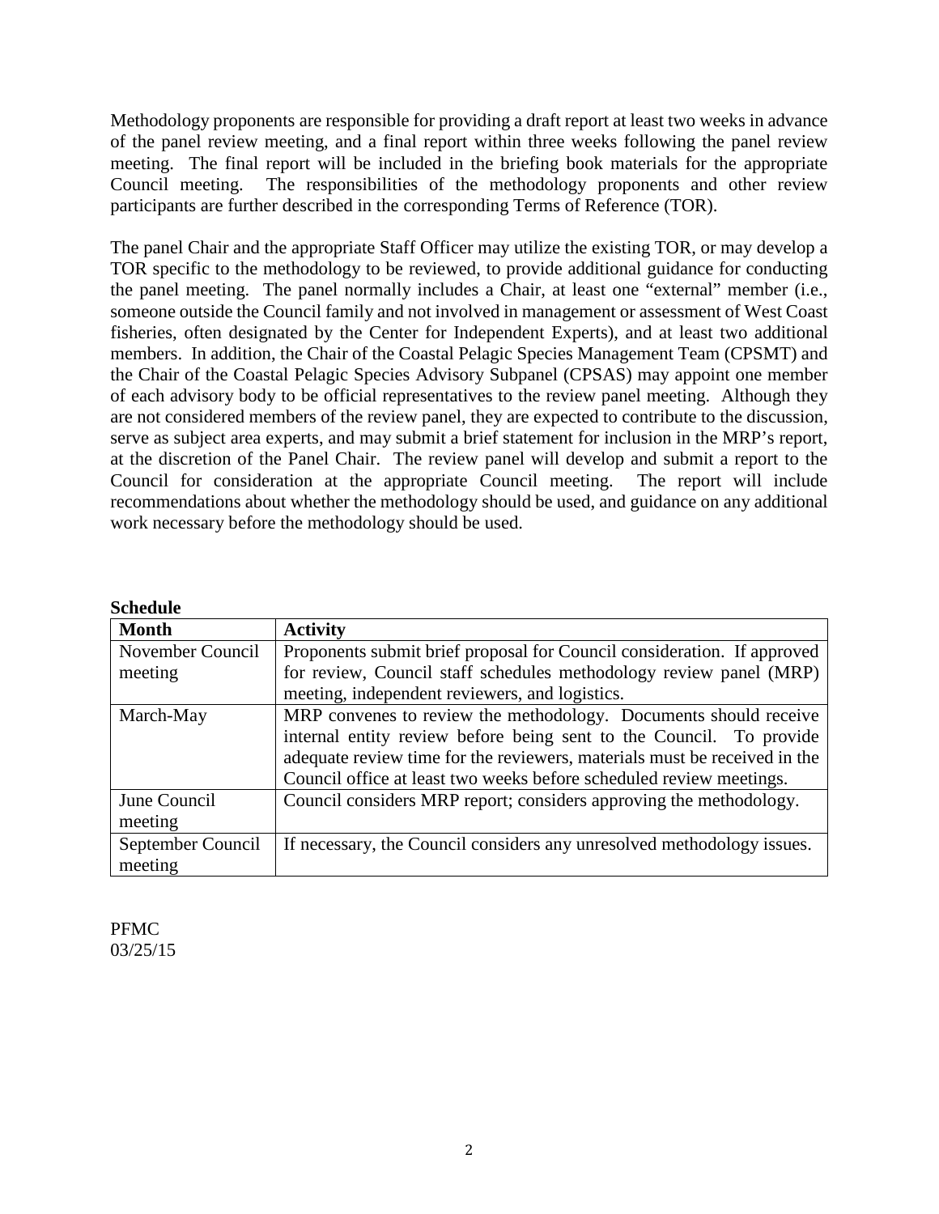Methodology proponents are responsible for providing a draft report at least two weeks in advance of the panel review meeting, and a final report within three weeks following the panel review meeting. The final report will be included in the briefing book materials for the appropriate Council meeting. The responsibilities of the methodology proponents and other review participants are further described in the corresponding Terms of Reference (TOR).

The panel Chair and the appropriate Staff Officer may utilize the existing TOR, or may develop a TOR specific to the methodology to be reviewed, to provide additional guidance for conducting the panel meeting. The panel normally includes a Chair, at least one "external" member (i.e., someone outside the Council family and not involved in management or assessment of West Coast fisheries, often designated by the Center for Independent Experts), and at least two additional members. In addition, the Chair of the Coastal Pelagic Species Management Team (CPSMT) and the Chair of the Coastal Pelagic Species Advisory Subpanel (CPSAS) may appoint one member of each advisory body to be official representatives to the review panel meeting. Although they are not considered members of the review panel, they are expected to contribute to the discussion, serve as subject area experts, and may submit a brief statement for inclusion in the MRP's report, at the discretion of the Panel Chair. The review panel will develop and submit a report to the Council for consideration at the appropriate Council meeting. The report will include recommendations about whether the methodology should be used, and guidance on any additional work necessary before the methodology should be used.

**Schedule**

| Month | Activity |
|---|---|
| November Council meeting | Proponents submit brief proposal for Council consideration. If approved for review, Council staff schedules methodology review panel (MRP) meeting, independent reviewers, and logistics. |
| March-May | MRP convenes to review the methodology. Documents should receive internal entity review before being sent to the Council. To provide adequate review time for the reviewers, materials must be received in the Council office at least two weeks before scheduled review meetings. |
| June Council meeting | Council considers MRP report; considers approving the methodology. |
| September Council meeting | If necessary, the Council considers any unresolved methodology issues. |

PFMC
03/25/15